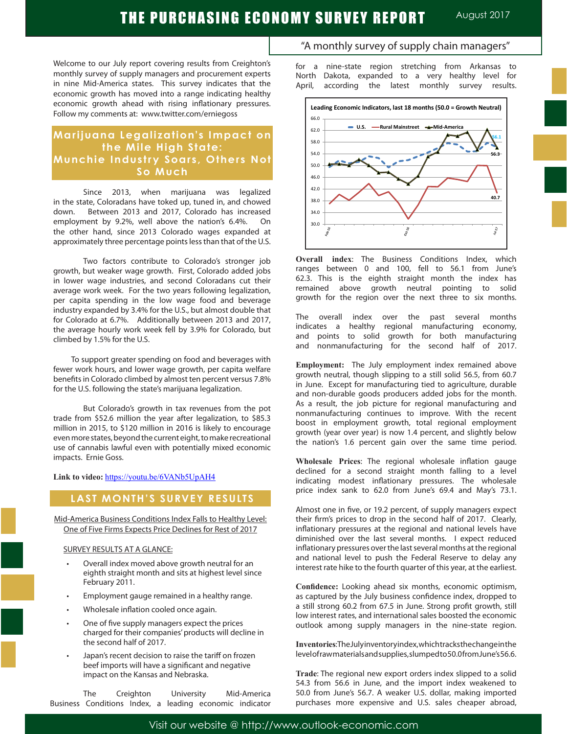# THE PURCHASING ECONOMY SURVEY REPORT

August 2017

"A monthly survey of supply chain managers"

Welcome to our July report covering results from Creighton's monthly survey of supply managers and procurement experts in nine Mid-America states. This survey indicates that the economic growth has moved into a range indicating healthy economic growth ahead with rising inflationary pressures. Follow my comments at: www.twitter.com/erniegoss

## Marijuana Legalization's Impact on the Mile High State: Munchie Industry Soars, Others Not So Much

Since 2013, when marijuana was legalized in the state, Coloradans have toked up, tuned in, and chowed down. Between 2013 and 2017, Colorado has increased employment by 9.2%, well above the nation's 6.4%. On the other hand, since 2013 Colorado wages expanded at approximately three percentage points less than that of the U.S.

Two factors contribute to Colorado's stronger job growth, but weaker wage growth. First, Colorado added jobs in lower wage industries, and second Coloradans cut their average work week. For the two years following legalization, per capita spending in the low wage food and beverage industry expanded by 3.4% for the U.S., but almost double that for Colorado at 6.7%. Additionally between 2013 and 2017, the average hourly work week fell by 3.9% for Colorado, but climbed by 1.5% for the U.S.

To support greater spending on food and beverages with fewer work hours, and lower wage growth, per capita welfare benefits in Colorado climbed by almost ten percent versus 7.8% for the U.S. following the state's marijuana legalization.

But Colorado's growth in tax revenues from the pot trade from $52.6 million the year after legalization, to $85.3 million in 2015, to $120 million in 2016 is likely to encourage even more states, beyond the current eight, to make recreational use of cannabis lawful even with potentially mixed economic impacts. Ernie Goss.

**Link to video:** https://youtu.be/6VANb5UpAH4

## LAST MONTH'S SURVEY RESULTS

Mid-America Business Conditions Index Falls to Healthy Level: One of Five Firms Expects Price Declines for Rest of 2017

SURVEY RESULTS AT A GLANCE:

- Overall index moved above growth neutral for an eighth straight month and sits at highest level since February 2011.
- Employment gauge remained in a healthy range.
- Wholesale inflation cooled once again.
- One of five supply managers expect the prices charged for their companies' products will decline in the second half of 2017.
- Japan's recent decision to raise the tariff on frozen beef imports will have a significant and negative impact on the Kansas and Nebraska.

The Creighton University Mid-America Business Conditions Index, a leading economic indicator for a nine-state region stretching from Arkansas to North Dakota, expanded to a very healthy level for April, according the latest monthly survey results.

**Leading Economic Indicators, last 18 months (50.0 = Growth Neutral)**

[Chart: U.S., Rural Mainstreet, Mid-America; labels: 56.1, 56.3, 40.7; x-axis: Feb-16, Oct-16, Jul-17; y-axis 30.0–66.0]

**Overall index**: The Business Conditions Index, which ranges between 0 and 100, fell to 56.1 from June's 62.3. This is the eighth straight month the index has remained above growth neutral pointing to solid growth for the region over the next three to six months.

The overall index over the past several months indicates a healthy regional manufacturing economy, and points to solid growth for both manufacturing and nonmanufacturing for the second half of 2017.

**Employment:** The July employment index remained above growth neutral, though slipping to a still solid 56.5, from 60.7 in June. Except for manufacturing tied to agriculture, durable and non-durable goods producers added jobs for the month. As a result, the job picture for regional manufacturing and nonmanufacturing continues to improve. With the recent boost in employment growth, total regional employment growth (year over year) is now 1.4 percent, and slightly below the nation's 1.6 percent gain over the same time period.

**Wholesale Prices**: The regional wholesale inflation gauge declined for a second straight month falling to a level indicating modest inflationary pressures. The wholesale price index sank to 62.0 from June's 69.4 and May's 73.1.

Almost one in five, or 19.2 percent, of supply managers expect their firm's prices to drop in the second half of 2017. Clearly, inflationary pressures at the regional and national levels have diminished over the last several months. I expect reduced inflationary pressures over the last several months at the regional and national level to push the Federal Reserve to delay any interest rate hike to the fourth quarter of this year, at the earliest.

**Confidence:** Looking ahead six months, economic optimism, as captured by the July business confidence index, dropped to a still strong 60.2 from 67.5 in June. Strong profit growth, still low interest rates, and international sales boosted the economic outlook among supply managers in the nine-state region.

**Inventories**: The July inventory index, which tracks the change in the level of raw materials and supplies, slumped to 50.0 from June's 56.6.

**Trade**: The regional new export orders index slipped to a solid 54.3 from 56.6 in June, and the import index weakened to 50.0 from June's 56.7. A weaker U.S. dollar, making imported purchases more expensive and U.S. sales cheaper abroad,

Visit our website @ http://www.outlook-economic.com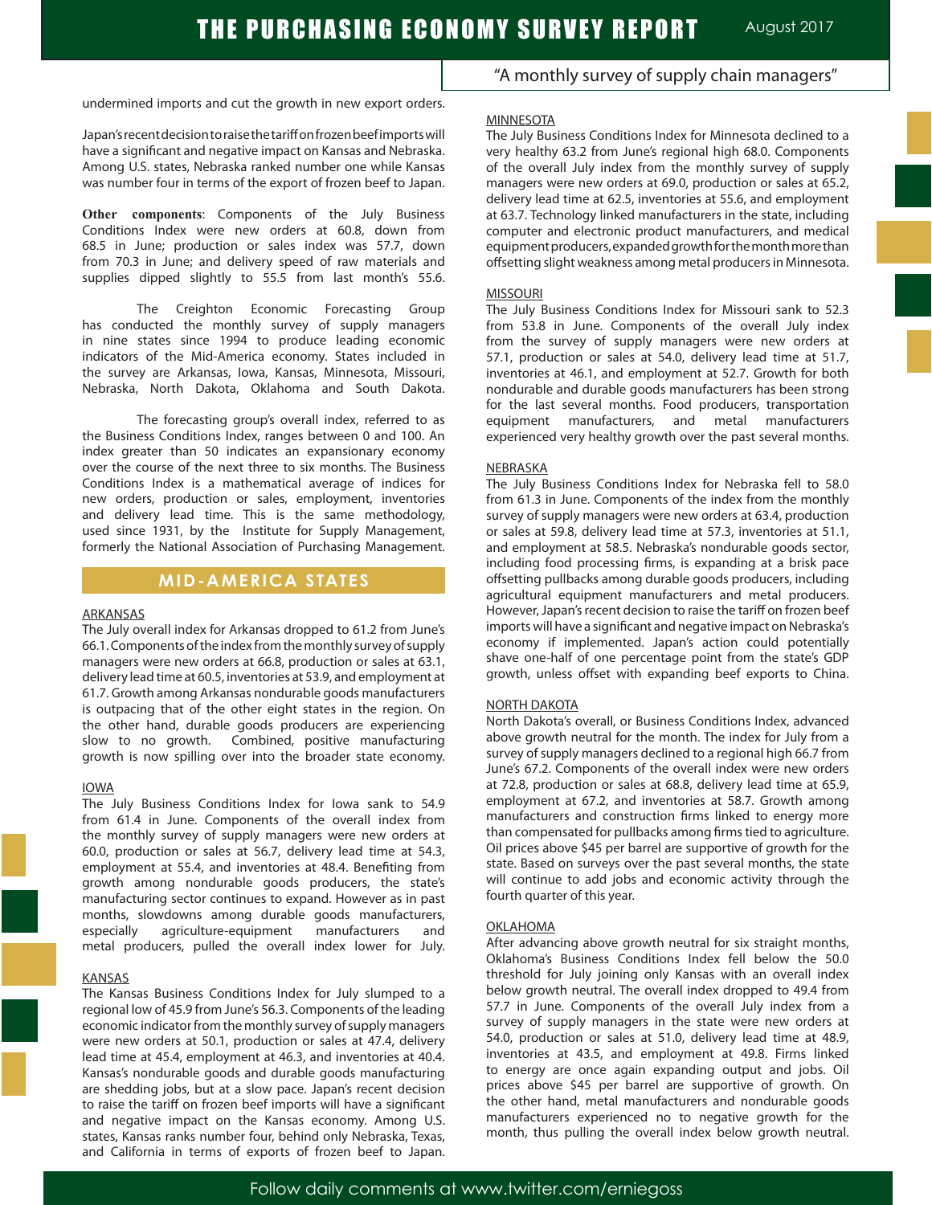undermined imports and cut the growth in new export orders.

Japan's recent decision to raise the tariff on frozen beef imports will have a significant and negative impact on Kansas and Nebraska. Among U.S. states, Nebraska ranked number one while Kansas was number four in terms of the export of frozen beef to Japan.

**Other components**: Components of the July Business Conditions Index were new orders at 60.8, down from 68.5 in June; production or sales index was 57.7, down from 70.3 in June; and delivery speed of raw materials and supplies dipped slightly to 55.5 from last month's 55.6.

The Creighton Economic Forecasting Group has conducted the monthly survey of supply managers in nine states since 1994 to produce leading economic indicators of the Mid-America economy. States included in the survey are Arkansas, Iowa, Kansas, Minnesota, Missouri, Nebraska, North Dakota, Oklahoma and South Dakota.

The forecasting group's overall index, referred to as the Business Conditions Index, ranges between 0 and 100. An index greater than 50 indicates an expansionary economy over the course of the next three to six months. The Business Conditions Index is a mathematical average of indices for new orders, production or sales, employment, inventories and delivery lead time. This is the same methodology, used since 1931, by the Institute for Supply Management, formerly the National Association of Purchasing Management.

## MID-AMERICA STATES

### ARKANSAS

The July overall index for Arkansas dropped to 61.2 from June's 66.1. Components of the index from the monthly survey of supply managers were new orders at 66.8, production or sales at 63.1, delivery lead time at 60.5, inventories at 53.9, and employment at 61.7. Growth among Arkansas nondurable goods manufacturers is outpacing that of the other eight states in the region. On the other hand, durable goods producers are experiencing slow to no growth. Combined, positive manufacturing growth is now spilling over into the broader state economy.

### IOWA

The July Business Conditions Index for Iowa sank to 54.9 from 61.4 in June. Components of the overall index from the monthly survey of supply managers were new orders at 60.0, production or sales at 56.7, delivery lead time at 54.3, employment at 55.4, and inventories at 48.4. Benefiting from growth among nondurable goods producers, the state's manufacturing sector continues to expand. However as in past months, slowdowns among durable goods manufacturers, especially agriculture-equipment manufacturers and metal producers, pulled the overall index lower for July.

### KANSAS

The Kansas Business Conditions Index for July slumped to a regional low of 45.9 from June's 56.3. Components of the leading economic indicator from the monthly survey of supply managers were new orders at 50.1, production or sales at 47.4, delivery lead time at 45.4, employment at 46.3, and inventories at 40.4. Kansas's nondurable goods and durable goods manufacturing are shedding jobs, but at a slow pace. Japan's recent decision to raise the tariff on frozen beef imports will have a significant and negative impact on the Kansas economy. Among U.S. states, Kansas ranks number four, behind only Nebraska, Texas, and California in terms of exports of frozen beef to Japan.

### MINNESOTA

The July Business Conditions Index for Minnesota declined to a very healthy 63.2 from June's regional high 68.0. Components of the overall July index from the monthly survey of supply managers were new orders at 69.0, production or sales at 65.2, delivery lead time at 62.5, inventories at 55.6, and employment at 63.7. Technology linked manufacturers in the state, including computer and electronic product manufacturers, and medical equipment producers, expanded growth for the month more than offsetting slight weakness among metal producers in Minnesota.

### MISSOURI

The July Business Conditions Index for Missouri sank to 52.3 from 53.8 in June. Components of the overall July index from the survey of supply managers were new orders at 57.1, production or sales at 54.0, delivery lead time at 51.7, inventories at 46.1, and employment at 52.7. Growth for both nondurable and durable goods manufacturers has been strong for the last several months. Food producers, transportation equipment manufacturers, and metal manufacturers experienced very healthy growth over the past several months.

### NEBRASKA

The July Business Conditions Index for Nebraska fell to 58.0 from 61.3 in June. Components of the index from the monthly survey of supply managers were new orders at 63.4, production or sales at 59.8, delivery lead time at 57.3, inventories at 51.1, and employment at 58.5. Nebraska's nondurable goods sector, including food processing firms, is expanding at a brisk pace offsetting pullbacks among durable goods producers, including agricultural equipment manufacturers and metal producers. However, Japan's recent decision to raise the tariff on frozen beef imports will have a significant and negative impact on Nebraska's economy if implemented. Japan's action could potentially shave one-half of one percentage point from the state's GDP growth, unless offset with expanding beef exports to China.

### NORTH DAKOTA

North Dakota's overall, or Business Conditions Index, advanced above growth neutral for the month. The index for July from a survey of supply managers declined to a regional high 66.7 from June's 67.2. Components of the overall index were new orders at 72.8, production or sales at 68.8, delivery lead time at 65.9, employment at 67.2, and inventories at 58.7. Growth among manufacturers and construction firms linked to energy more than compensated for pullbacks among firms tied to agriculture. Oil prices above $45 per barrel are supportive of growth for the state. Based on surveys over the past several months, the state will continue to add jobs and economic activity through the fourth quarter of this year.

### OKLAHOMA

After advancing above growth neutral for six straight months, Oklahoma's Business Conditions Index fell below the 50.0 threshold for July joining only Kansas with an overall index below growth neutral. The overall index dropped to 49.4 from 57.7 in June. Components of the overall July index from a survey of supply managers in the state were new orders at 54.0, production or sales at 51.0, delivery lead time at 48.9, inventories at 43.5, and employment at 49.8. Firms linked to energy are once again expanding output and jobs. Oil prices above $45 per barrel are supportive of growth. On the other hand, metal manufacturers and nondurable goods manufacturers experienced no to negative growth for the month, thus pulling the overall index below growth neutral.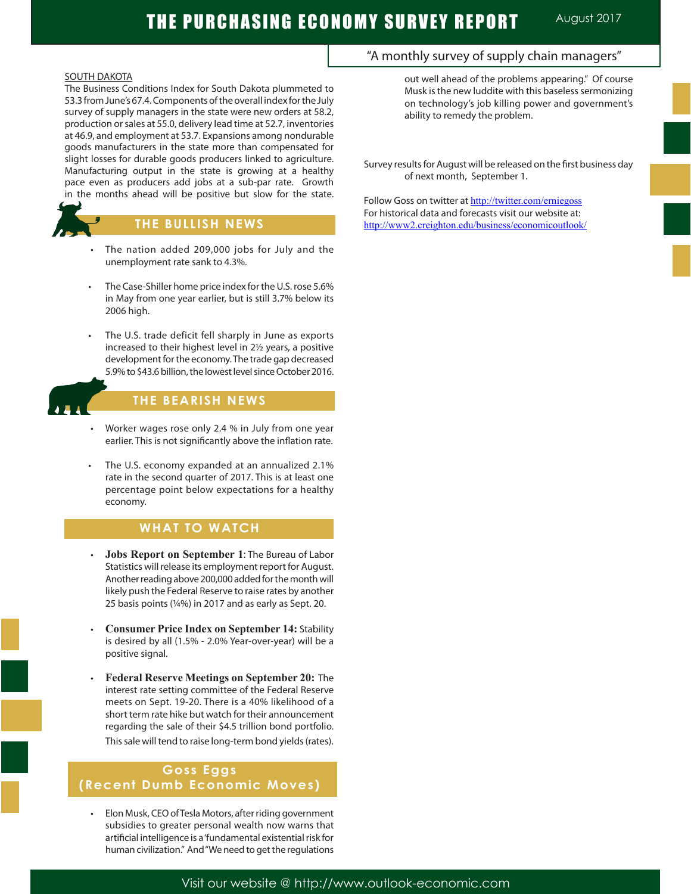SOUTH DAKOTA

The Business Conditions Index for South Dakota plummeted to 53.3 from June's 67.4. Components of the overall index for the July survey of supply managers in the state were new orders at 58.2, production or sales at 55.0, delivery lead time at 52.7, inventories at 46.9, and employment at 53.7. Expansions among nondurable goods manufacturers in the state more than compensated for slight losses for durable goods producers linked to agriculture. Manufacturing output in the state is growing at a healthy pace even as producers add jobs at a sub-par rate. Growth in the months ahead will be positive but slow for the state.

## THE BULLISH NEWS

- The nation added 209,000 jobs for July and the unemployment rate sank to 4.3%.
- The Case-Shiller home price index for the U.S. rose 5.6% in May from one year earlier, but is still 3.7% below its 2006 high.
- The U.S. trade deficit fell sharply in June as exports increased to their highest level in 2½ years, a positive development for the economy. The trade gap decreased 5.9% to $43.6 billion, the lowest level since October 2016.

## THE BEARISH NEWS

- Worker wages rose only 2.4 % in July from one year earlier. This is not significantly above the inflation rate.
- The U.S. economy expanded at an annualized 2.1% rate in the second quarter of 2017. This is at least one percentage point below expectations for a healthy economy.

## WHAT TO WATCH

- **Jobs Report on September 1**: The Bureau of Labor Statistics will release its employment report for August. Another reading above 200,000 added for the month will likely push the Federal Reserve to raise rates by another 25 basis points (¼%) in 2017 and as early as Sept. 20.
- **Consumer Price Index on September 14:** Stability is desired by all (1.5% - 2.0% Year-over-year) will be a positive signal.
- **Federal Reserve Meetings on September 20:** The interest rate setting committee of the Federal Reserve meets on Sept. 19-20. There is a 40% likelihood of a short term rate hike but watch for their announcement regarding the sale of their $4.5 trillion bond portfolio. This sale will tend to raise long-term bond yields (rates).

## Goss Eggs (Recent Dumb Economic Moves)

- Elon Musk, CEO of Tesla Motors, after riding government subsidies to greater personal wealth now warns that artificial intelligence is a 'fundamental existential risk for human civilization." And "We need to get the regulations out well ahead of the problems appearing." Of course Musk is the new luddite with this baseless sermonizing on technology's job killing power and government's ability to remedy the problem.

Survey results for August will be released on the first business day of next month, September 1.

Follow Goss on twitter at http://twitter.com/erniegoss
For historical data and forecasts visit our website at: http://www2.creighton.edu/business/economicoutlook/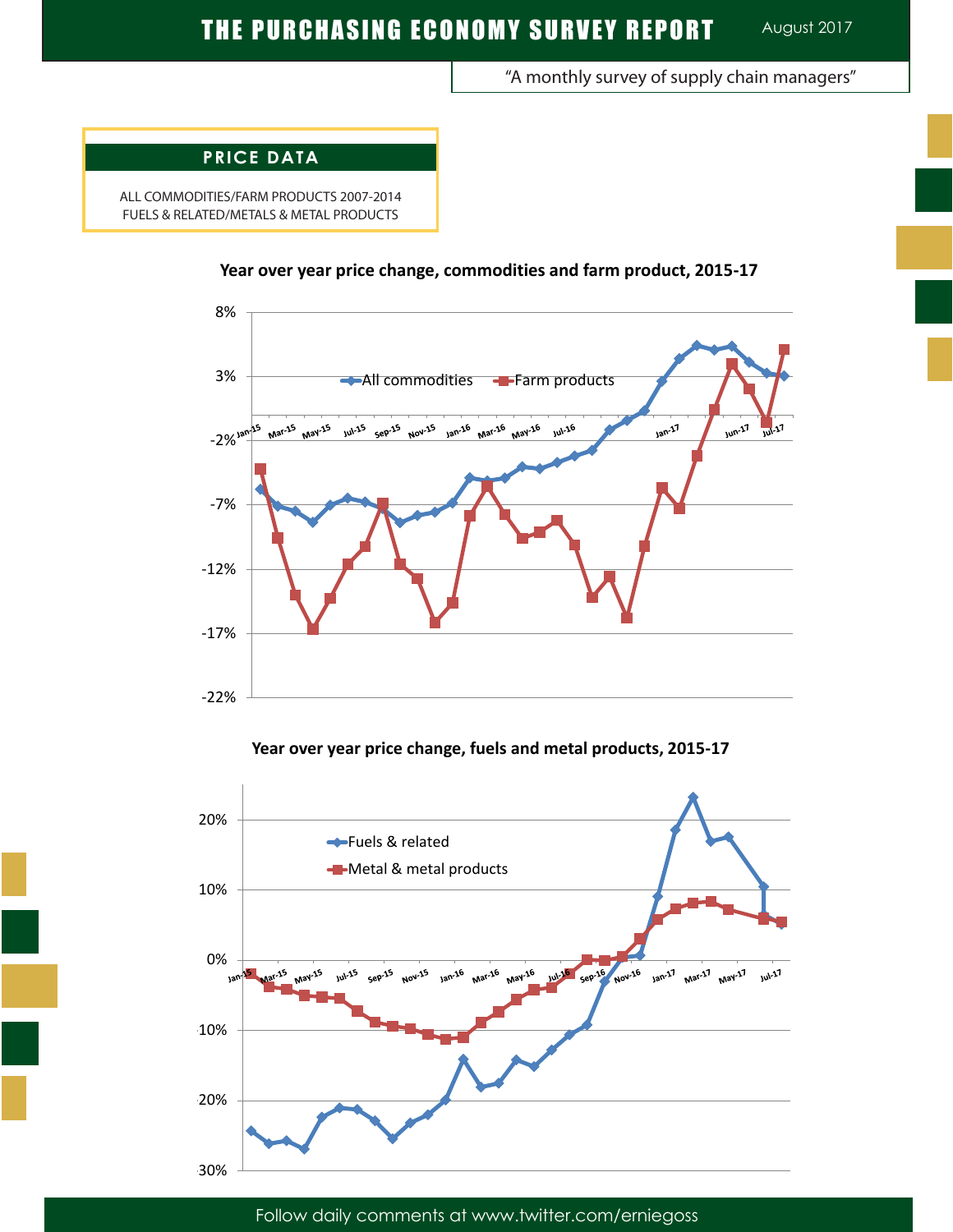# THE PURCHASING ECONOMY SURVEY REPORT

August 2017

"A monthly survey of supply chain managers"

## PRICE DATA

ALL COMMODITIES/FARM PRODUCTS 2007-2014
FUELS & RELATED/METALS & METAL PRODUCTS

**Year over year price change, commodities and farm product, 2015-17**

8%
3%
-2%
-7%
-12%
-17%
-22%

Jan-15 Mar-15 May-15 Jul-15 Sep-15 Nov-15 Jan-16 Mar-16 May-16 Jul-16 Jan-17 Jun-17 Jul-17

All commodities
Farm products

**Year over year price change, fuels and metal products, 2015-17**

20%
10%
0%
10%
20%
30%

Jan-15 Mar-15 May-15 Jul-15 Sep-15 Nov-15 Jan-16 Mar-16 May-16 Jul-16 Sep-16 Nov-16 Jan-17 Mar-17 May-17 Jul-17

Fuels & related
Metal & metal products

Follow daily comments at www.twitter.com/erniegoss